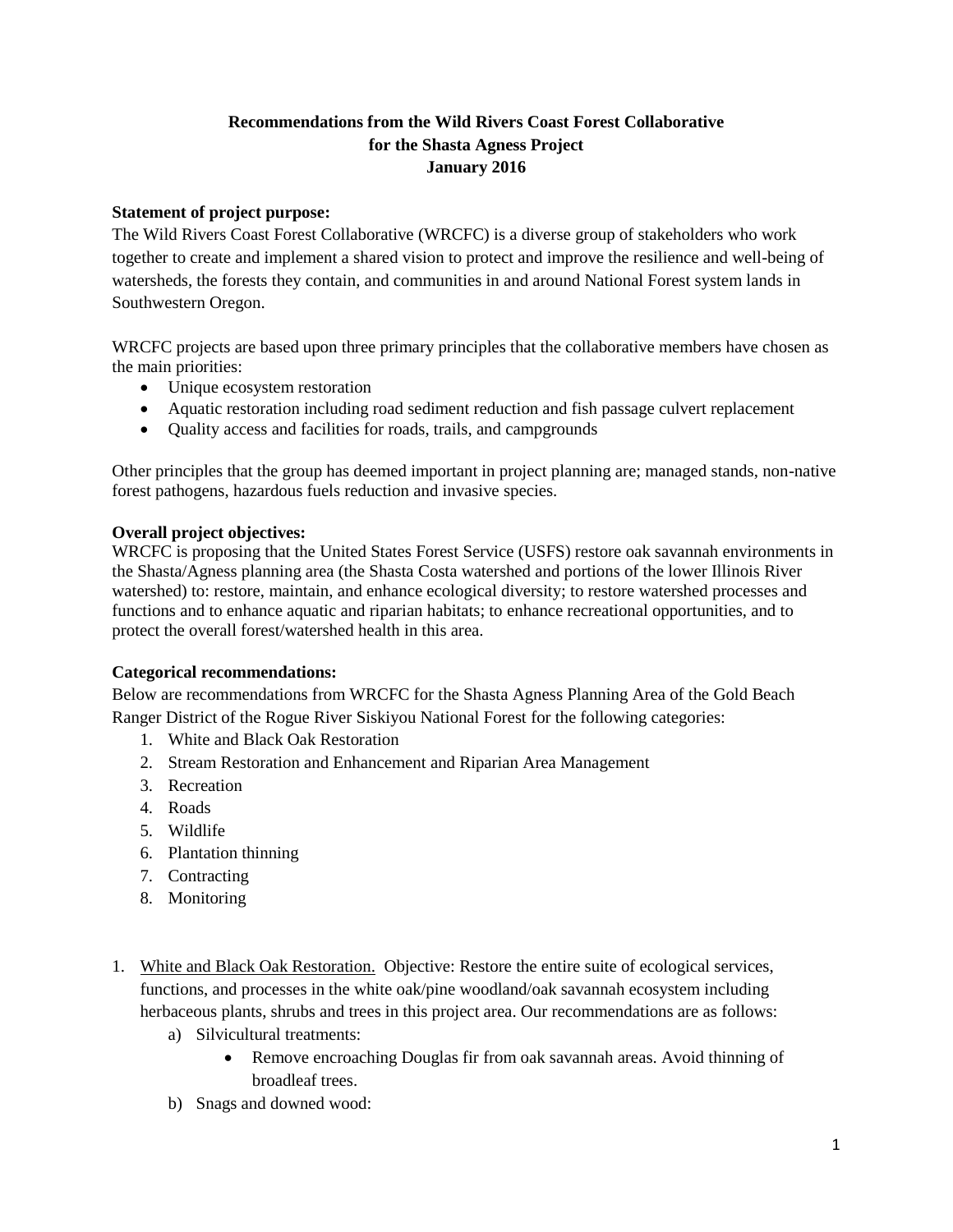# Recommendations from the Wild Rivers Coast Forest Collaborative for the Shasta Agness Project January 2016

**Statement of project purpose:**
The Wild Rivers Coast Forest Collaborative (WRCFC) is a diverse group of stakeholders who work together to create and implement a shared vision to protect and improve the resilience and well-being of watersheds, the forests they contain, and communities in and around National Forest system lands in Southwestern Oregon.

WRCFC projects are based upon three primary principles that the collaborative members have chosen as the main priorities:

- Unique ecosystem restoration
- Aquatic restoration including road sediment reduction and fish passage culvert replacement
- Quality access and facilities for roads, trails, and campgrounds

Other principles that the group has deemed important in project planning are; managed stands, non-native forest pathogens, hazardous fuels reduction and invasive species.

**Overall project objectives:**
WRCFC is proposing that the United States Forest Service (USFS) restore oak savannah environments in the Shasta/Agness planning area (the Shasta Costa watershed and portions of the lower Illinois River watershed) to: restore, maintain, and enhance ecological diversity; to restore watershed processes and functions and to enhance aquatic and riparian habitats; to enhance recreational opportunities, and to protect the overall forest/watershed health in this area.

**Categorical recommendations:**
Below are recommendations from WRCFC for the Shasta Agness Planning Area of the Gold Beach Ranger District of the Rogue River Siskiyou National Forest for the following categories:

1. White and Black Oak Restoration
2. Stream Restoration and Enhancement and Riparian Area Management
3. Recreation
4. Roads
5. Wildlife
6. Plantation thinning
7. Contracting
8. Monitoring

1. White and Black Oak Restoration. Objective: Restore the entire suite of ecological services, functions, and processes in the white oak/pine woodland/oak savannah ecosystem including herbaceous plants, shrubs and trees in this project area. Our recommendations are as follows:
   a) Silvicultural treatments:
      - Remove encroaching Douglas fir from oak savannah areas. Avoid thinning of broadleaf trees.
   b) Snags and downed wood: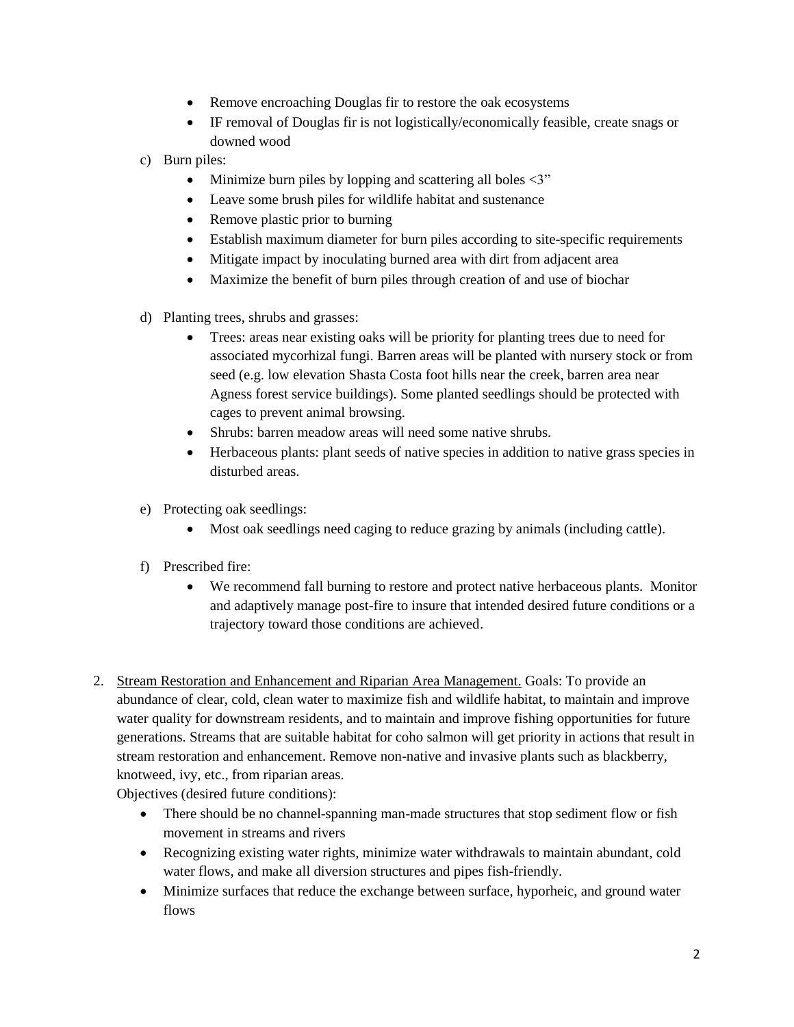- Remove encroaching Douglas fir to restore the oak ecosystems
- IF removal of Douglas fir is not logistically/economically feasible, create snags or downed wood

c) Burn piles:

- Minimize burn piles by lopping and scattering all boles <3"
- Leave some brush piles for wildlife habitat and sustenance
- Remove plastic prior to burning
- Establish maximum diameter for burn piles according to site-specific requirements
- Mitigate impact by inoculating burned area with dirt from adjacent area
- Maximize the benefit of burn piles through creation of and use of biochar

d) Planting trees, shrubs and grasses:

- Trees: areas near existing oaks will be priority for planting trees due to need for associated mycorhizal fungi. Barren areas will be planted with nursery stock or from seed (e.g. low elevation Shasta Costa foot hills near the creek, barren area near Agness forest service buildings). Some planted seedlings should be protected with cages to prevent animal browsing.
- Shrubs: barren meadow areas will need some native shrubs.
- Herbaceous plants: plant seeds of native species in addition to native grass species in disturbed areas.

e) Protecting oak seedlings:

- Most oak seedlings need caging to reduce grazing by animals (including cattle).

f) Prescribed fire:

- We recommend fall burning to restore and protect native herbaceous plants. Monitor and adaptively manage post-fire to insure that intended desired future conditions or a trajectory toward those conditions are achieved.

2. Stream Restoration and Enhancement and Riparian Area Management. Goals: To provide an abundance of clear, cold, clean water to maximize fish and wildlife habitat, to maintain and improve water quality for downstream residents, and to maintain and improve fishing opportunities for future generations. Streams that are suitable habitat for coho salmon will get priority in actions that result in stream restoration and enhancement. Remove non-native and invasive plants such as blackberry, knotweed, ivy, etc., from riparian areas.
   Objectives (desired future conditions):
   - There should be no channel-spanning man-made structures that stop sediment flow or fish movement in streams and rivers
   - Recognizing existing water rights, minimize water withdrawals to maintain abundant, cold water flows, and make all diversion structures and pipes fish-friendly.
   - Minimize surfaces that reduce the exchange between surface, hyporheic, and ground water flows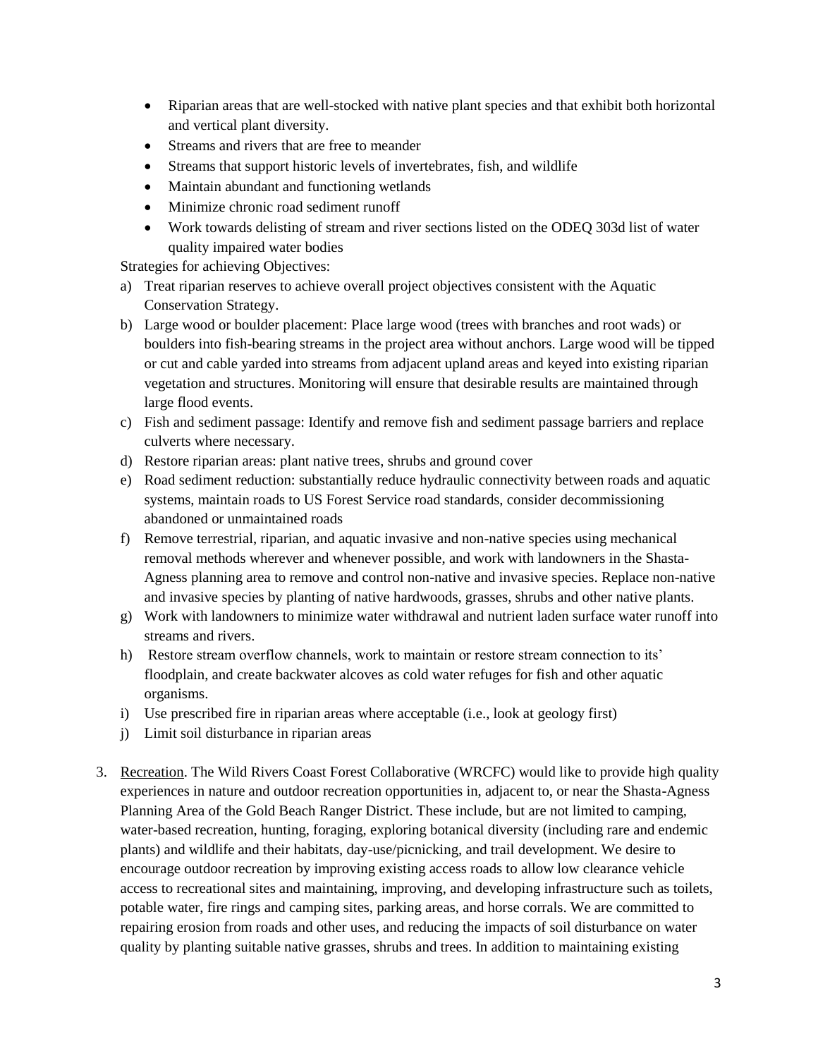- Riparian areas that are well-stocked with native plant species and that exhibit both horizontal and vertical plant diversity.
- Streams and rivers that are free to meander
- Streams that support historic levels of invertebrates, fish, and wildlife
- Maintain abundant and functioning wetlands
- Minimize chronic road sediment runoff
- Work towards delisting of stream and river sections listed on the ODEQ 303d list of water quality impaired water bodies

Strategies for achieving Objectives:

a) Treat riparian reserves to achieve overall project objectives consistent with the Aquatic Conservation Strategy.
b) Large wood or boulder placement: Place large wood (trees with branches and root wads) or boulders into fish-bearing streams in the project area without anchors. Large wood will be tipped or cut and cable yarded into streams from adjacent upland areas and keyed into existing riparian vegetation and structures. Monitoring will ensure that desirable results are maintained through large flood events.
c) Fish and sediment passage: Identify and remove fish and sediment passage barriers and replace culverts where necessary.
d) Restore riparian areas: plant native trees, shrubs and ground cover
e) Road sediment reduction: substantially reduce hydraulic connectivity between roads and aquatic systems, maintain roads to US Forest Service road standards, consider decommissioning abandoned or unmaintained roads
f) Remove terrestrial, riparian, and aquatic invasive and non-native species using mechanical removal methods wherever and whenever possible, and work with landowners in the Shasta-Agness planning area to remove and control non-native and invasive species. Replace non-native and invasive species by planting of native hardwoods, grasses, shrubs and other native plants.
g) Work with landowners to minimize water withdrawal and nutrient laden surface water runoff into streams and rivers.
h) Restore stream overflow channels, work to maintain or restore stream connection to its' floodplain, and create backwater alcoves as cold water refuges for fish and other aquatic organisms.
i) Use prescribed fire in riparian areas where acceptable (i.e., look at geology first)
j) Limit soil disturbance in riparian areas

3. <u>Recreation</u>. The Wild Rivers Coast Forest Collaborative (WRCFC) would like to provide high quality experiences in nature and outdoor recreation opportunities in, adjacent to, or near the Shasta-Agness Planning Area of the Gold Beach Ranger District. These include, but are not limited to camping, water-based recreation, hunting, foraging, exploring botanical diversity (including rare and endemic plants) and wildlife and their habitats, day-use/picnicking, and trail development. We desire to encourage outdoor recreation by improving existing access roads to allow low clearance vehicle access to recreational sites and maintaining, improving, and developing infrastructure such as toilets, potable water, fire rings and camping sites, parking areas, and horse corrals. We are committed to repairing erosion from roads and other uses, and reducing the impacts of soil disturbance on water quality by planting suitable native grasses, shrubs and trees. In addition to maintaining existing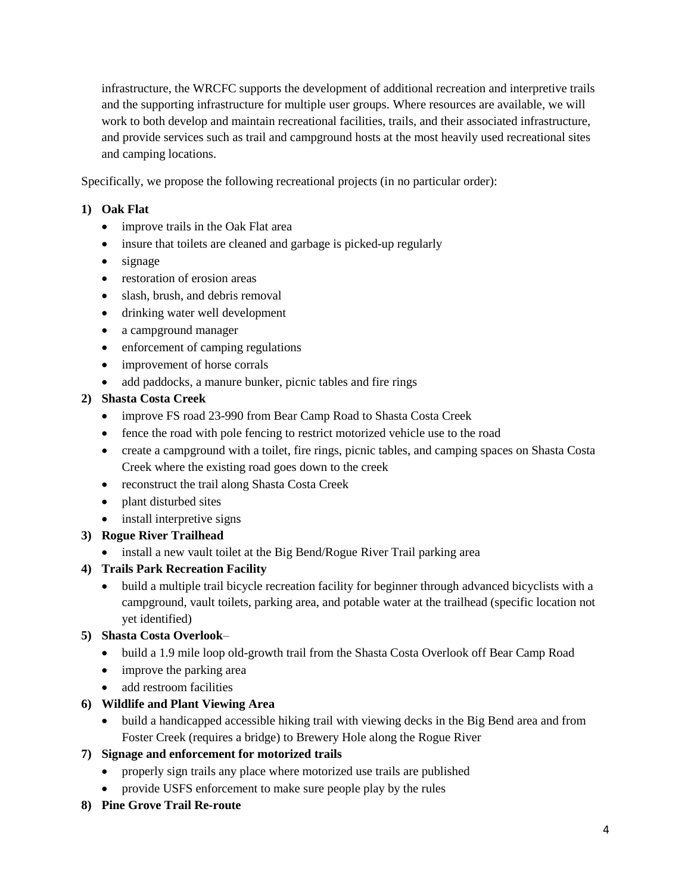infrastructure, the WRCFC supports the development of additional recreation and interpretive trails and the supporting infrastructure for multiple user groups. Where resources are available, we will work to both develop and maintain recreational facilities, trails, and their associated infrastructure, and provide services such as trail and campground hosts at the most heavily used recreational sites and camping locations.

Specifically, we propose the following recreational projects (in no particular order):

1) **Oak Flat**
   - improve trails in the Oak Flat area
   - insure that toilets are cleaned and garbage is picked-up regularly
   - signage
   - restoration of erosion areas
   - slash, brush, and debris removal
   - drinking water well development
   - a campground manager
   - enforcement of camping regulations
   - improvement of horse corrals
   - add paddocks, a manure bunker, picnic tables and fire rings
2) **Shasta Costa Creek**
   - improve FS road 23-990 from Bear Camp Road to Shasta Costa Creek
   - fence the road with pole fencing to restrict motorized vehicle use to the road
   - create a campground with a toilet, fire rings, picnic tables, and camping spaces on Shasta Costa Creek where the existing road goes down to the creek
   - reconstruct the trail along Shasta Costa Creek
   - plant disturbed sites
   - install interpretive signs
3) **Rogue River Trailhead**
   - install a new vault toilet at the Big Bend/Rogue River Trail parking area
4) **Trails Park Recreation Facility**
   - build a multiple trail bicycle recreation facility for beginner through advanced bicyclists with a campground, vault toilets, parking area, and potable water at the trailhead (specific location not yet identified)
5) **Shasta Costa Overlook**–
   - build a 1.9 mile loop old-growth trail from the Shasta Costa Overlook off Bear Camp Road
   - improve the parking area
   - add restroom facilities
6) **Wildlife and Plant Viewing Area**
   - build a handicapped accessible hiking trail with viewing decks in the Big Bend area and from Foster Creek (requires a bridge) to Brewery Hole along the Rogue River
7) **Signage and enforcement for motorized trails**
   - properly sign trails any place where motorized use trails are published
   - provide USFS enforcement to make sure people play by the rules
8) **Pine Grove Trail Re-route**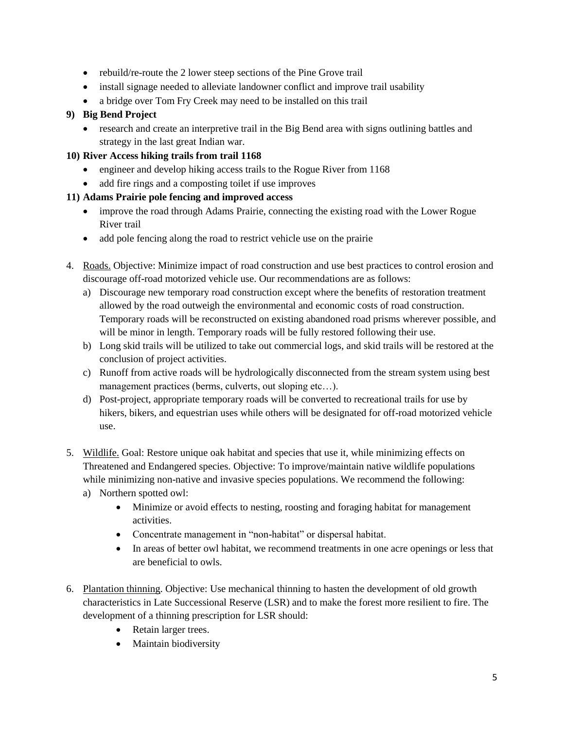- rebuild/re-route the 2 lower steep sections of the Pine Grove trail
- install signage needed to alleviate landowner conflict and improve trail usability
- a bridge over Tom Fry Creek may need to be installed on this trail

**9) Big Bend Project**

- research and create an interpretive trail in the Big Bend area with signs outlining battles and strategy in the last great Indian war.

**10) River Access hiking trails from trail 1168**

- engineer and develop hiking access trails to the Rogue River from 1168
- add fire rings and a composting toilet if use improves

**11) Adams Prairie pole fencing and improved access**

- improve the road through Adams Prairie, connecting the existing road with the Lower Rogue River trail
- add pole fencing along the road to restrict vehicle use on the prairie

4. Roads. Objective: Minimize impact of road construction and use best practices to control erosion and discourage off-road motorized vehicle use. Our recommendations are as follows:
   a) Discourage new temporary road construction except where the benefits of restoration treatment allowed by the road outweigh the environmental and economic costs of road construction. Temporary roads will be reconstructed on existing abandoned road prisms wherever possible, and will be minor in length. Temporary roads will be fully restored following their use.
   b) Long skid trails will be utilized to take out commercial logs, and skid trails will be restored at the conclusion of project activities.
   c) Runoff from active roads will be hydrologically disconnected from the stream system using best management practices (berms, culverts, out sloping etc…).
   d) Post-project, appropriate temporary roads will be converted to recreational trails for use by hikers, bikers, and equestrian uses while others will be designated for off-road motorized vehicle use.

5. Wildlife. Goal: Restore unique oak habitat and species that use it, while minimizing effects on Threatened and Endangered species. Objective: To improve/maintain native wildlife populations while minimizing non-native and invasive species populations. We recommend the following:
   a) Northern spotted owl:
      - Minimize or avoid effects to nesting, roosting and foraging habitat for management activities.
      - Concentrate management in "non-habitat" or dispersal habitat.
      - In areas of better owl habitat, we recommend treatments in one acre openings or less that are beneficial to owls.

6. Plantation thinning. Objective: Use mechanical thinning to hasten the development of old growth characteristics in Late Successional Reserve (LSR) and to make the forest more resilient to fire. The development of a thinning prescription for LSR should:
   - Retain larger trees.
   - Maintain biodiversity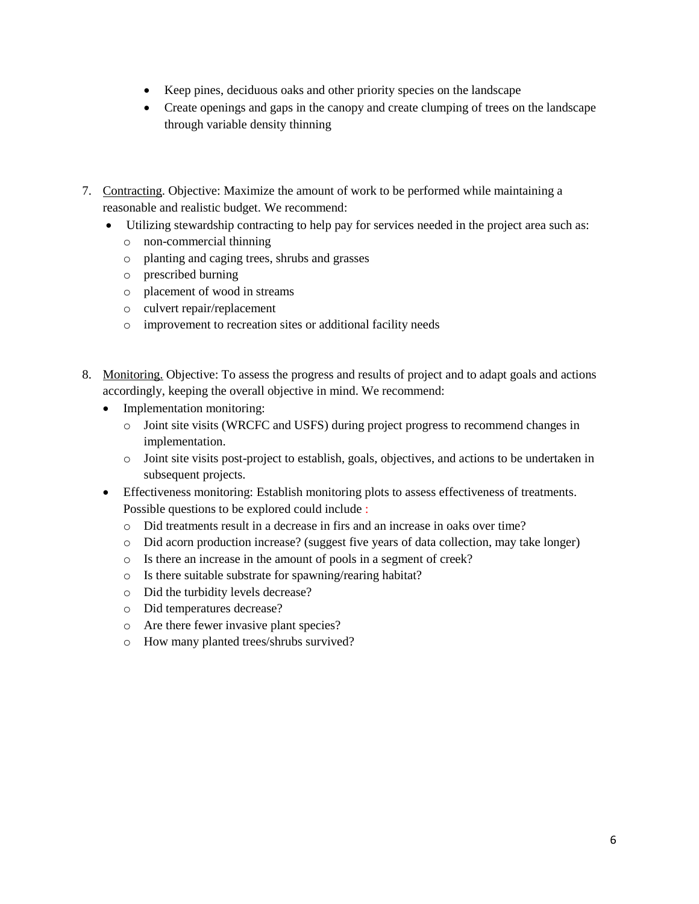- Keep pines, deciduous oaks and other priority species on the landscape
- Create openings and gaps in the canopy and create clumping of trees on the landscape through variable density thinning

7. Contracting. Objective: Maximize the amount of work to be performed while maintaining a reasonable and realistic budget. We recommend:
   - Utilizing stewardship contracting to help pay for services needed in the project area such as:
     - non-commercial thinning
     - planting and caging trees, shrubs and grasses
     - prescribed burning
     - placement of wood in streams
     - culvert repair/replacement
     - improvement to recreation sites or additional facility needs

8. Monitoring. Objective: To assess the progress and results of project and to adapt goals and actions accordingly, keeping the overall objective in mind. We recommend:
   - Implementation monitoring:
     - Joint site visits (WRCFC and USFS) during project progress to recommend changes in implementation.
     - Joint site visits post-project to establish, goals, objectives, and actions to be undertaken in subsequent projects.
   - Effectiveness monitoring: Establish monitoring plots to assess effectiveness of treatments. Possible questions to be explored could include :
     - Did treatments result in a decrease in firs and an increase in oaks over time?
     - Did acorn production increase? (suggest five years of data collection, may take longer)
     - Is there an increase in the amount of pools in a segment of creek?
     - Is there suitable substrate for spawning/rearing habitat?
     - Did the turbidity levels decrease?
     - Did temperatures decrease?
     - Are there fewer invasive plant species?
     - How many planted trees/shrubs survived?